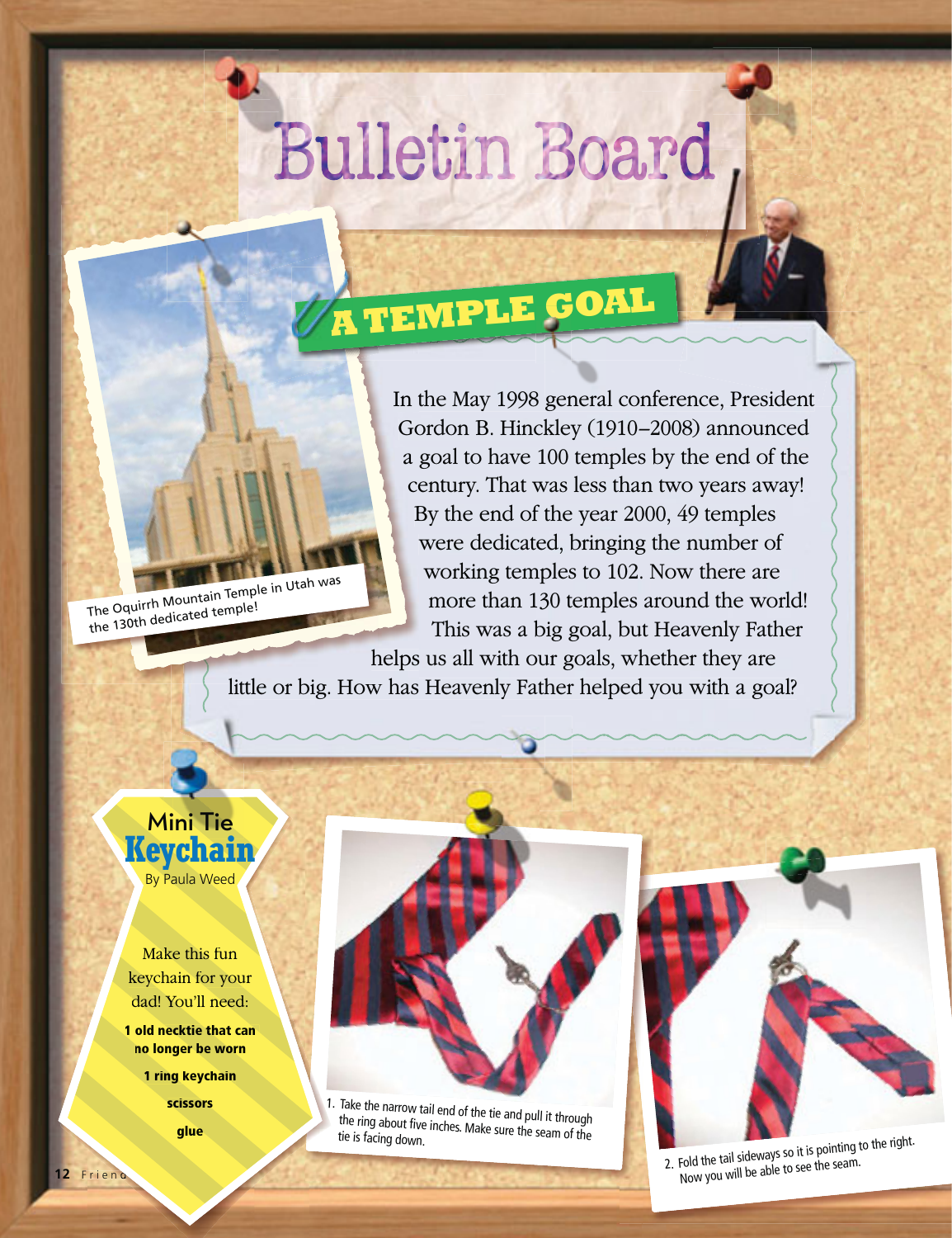# Bulletin Board

## A TEMPLE GOAL

In the May 1998 general conference, President Gordon B. Hinckley (1910–2008) announced a goal to have 100 temples by the end of the century. That was less than two years away! By the end of the year 2000, 49 temples were dedicated, bringing the number of working temples to 102. Now there are more than 130 temples around the world! This was a big goal, but Heavenly Father helps us all with our goals, whether they are little or big. How has Heavenly Father helped you with a goal?

The Oquirrh Mountain Temple in Utah was the 130th dedicated temple!

## Mini Tie Keychain

By Paula Weed

Make this fun keychain for your dad! You'll need:

**1 old necktie that can no longer be worn**

**1 ring keychain**

**scissors**

**glue**

1. Take the narrow tail end of the tie and pull it through the ring about five inches. Make sure the seam of the tie is facing down.

2. Fold the tail sideways so it is pointing to the right. Now you will be able to see the seam.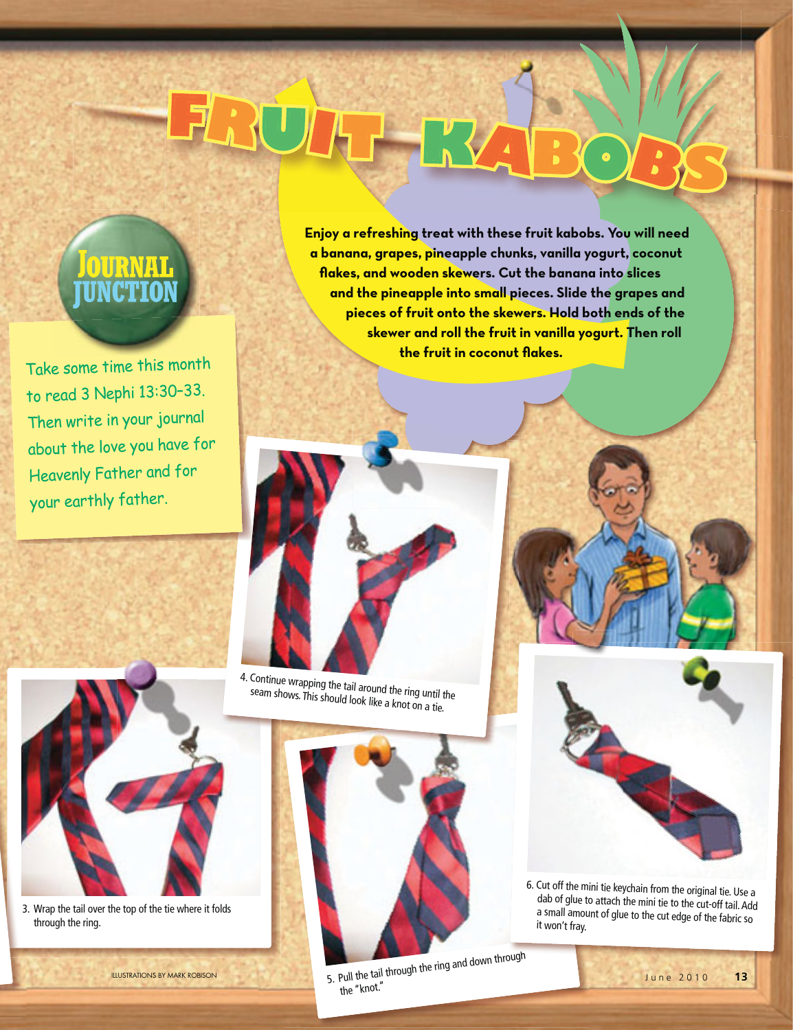# FRUIT KABOBS

**Enjoy a refreshing treat with these fruit kabobs. You will need a banana, grapes, pineapple chunks, vanilla yogurt, coconut flakes, and wooden skewers. Cut the banana into slices and the pineapple into small pieces. Slide the grapes and pieces of fruit onto the skewers. Hold both ends of the skewer and roll the fruit in vanilla yogurt. Then roll the fruit in coconut flakes.**

## Journal Junction

Take some time this month to read 3 Nephi 13:30–33. Then write in your journal about the love you have for Heavenly Father and for your earthly father.

3. Wrap the tail over the top of the tie where it folds through the ring.

4. Continue wrapping the tail around the ring until the seam shows. This should look like a knot on a tie.

5. Pull the tail through the ring and down through the "knot."

6. Cut off the mini tie keychain from the original tie. Use a dab of glue to attach the mini tie to the cut-off tail. Add a small amount of glue to the cut edge of the fabric so it won't fray.

ILLUSTRATIONS BY MARK ROBISON